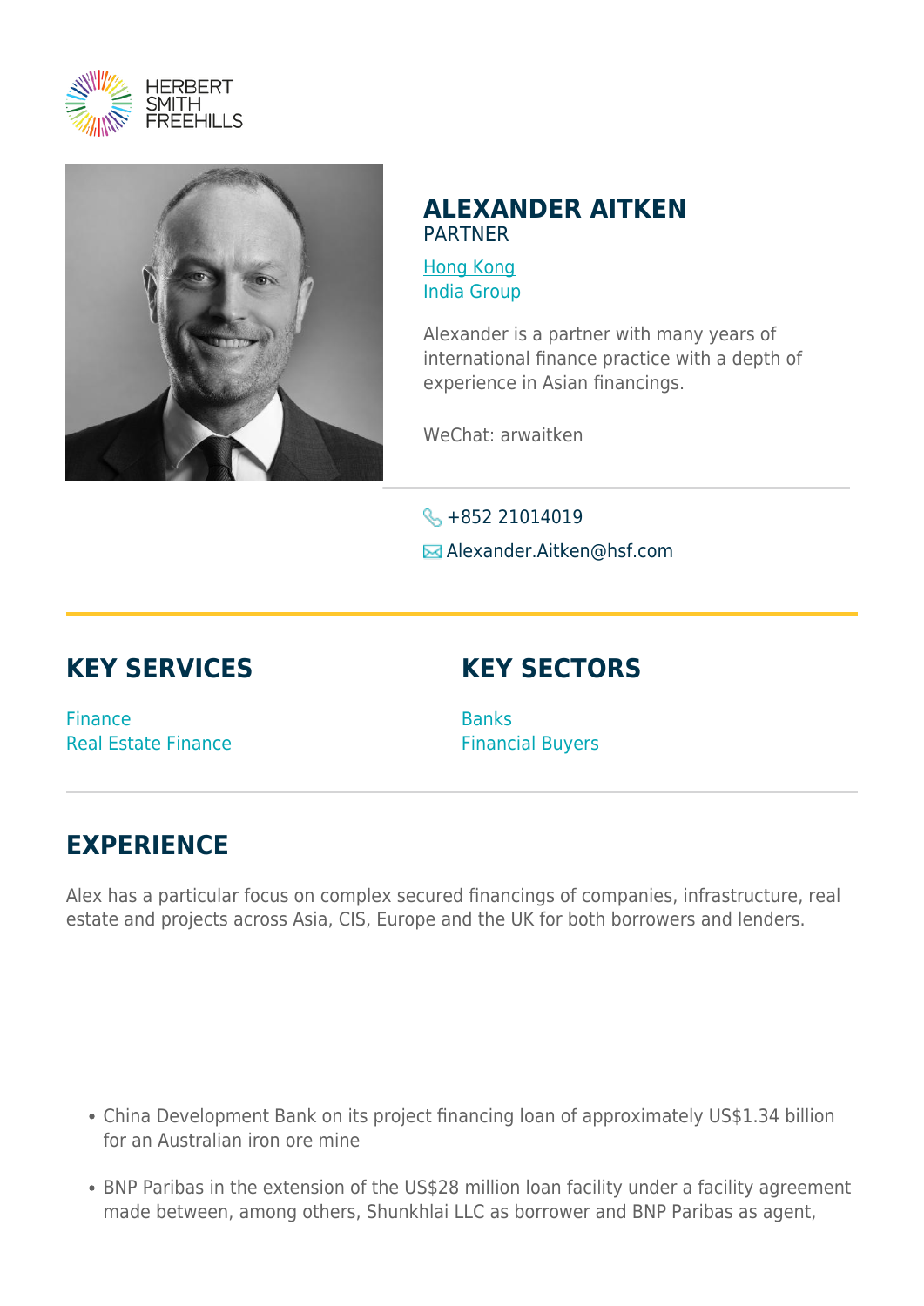HERBERT SMITH FREEHILLS

# ALEXANDER AITKEN

PARTNER

Hong Kong
India Group

Alexander is a partner with many years of international finance practice with a depth of experience in Asian financings.

WeChat: arwaitken

+852 21014019

Alexander.Aitken@hsf.com

## KEY SERVICES

Finance
Real Estate Finance

## KEY SECTORS

Banks
Financial Buyers

## EXPERIENCE

Alex has a particular focus on complex secured financings of companies, infrastructure, real estate and projects across Asia, CIS, Europe and the UK for both borrowers and lenders.

- China Development Bank on its project financing loan of approximately US$1.34 billion for an Australian iron ore mine
- BNP Paribas in the extension of the US$28 million loan facility under a facility agreement made between, among others, Shunkhlai LLC as borrower and BNP Paribas as agent,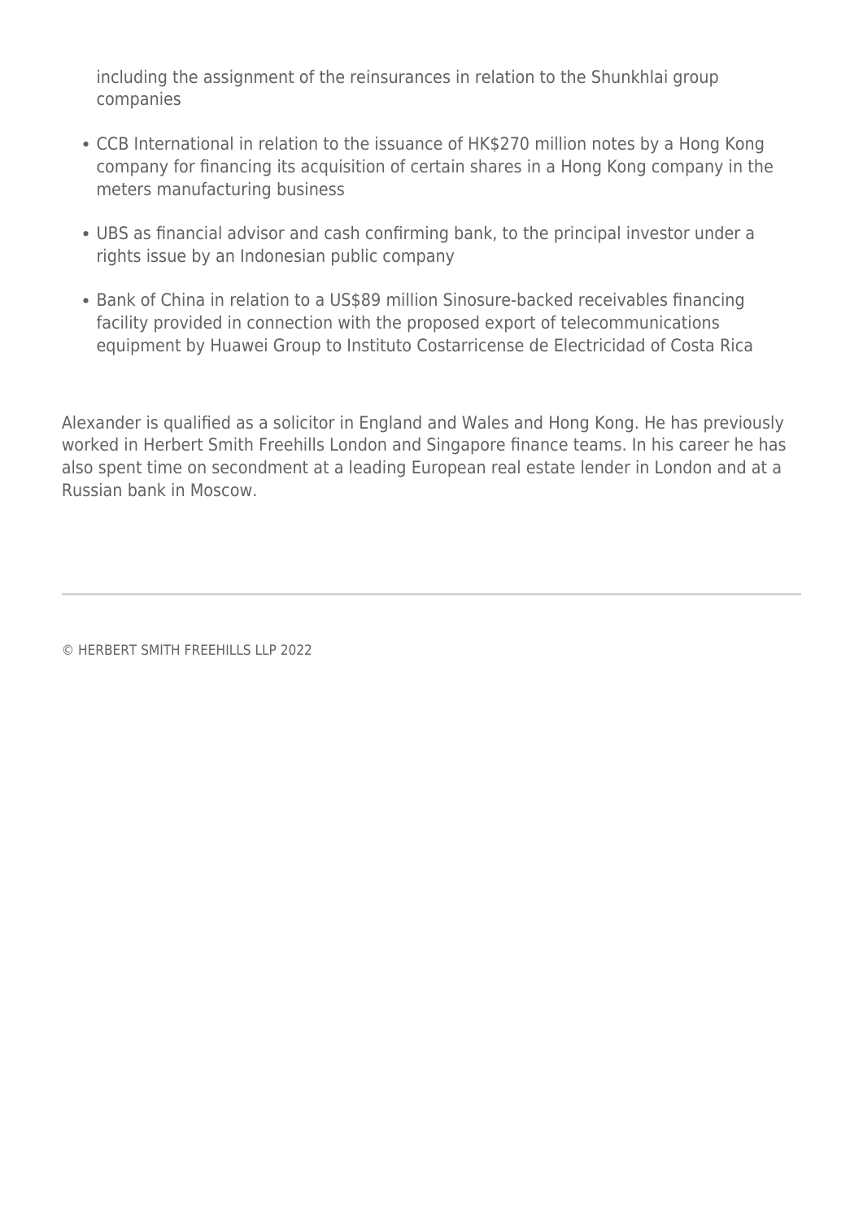including the assignment of the reinsurances in relation to the Shunkhlai group companies

- CCB International in relation to the issuance of HK$270 million notes by a Hong Kong company for financing its acquisition of certain shares in a Hong Kong company in the meters manufacturing business
- UBS as financial advisor and cash confirming bank, to the principal investor under a rights issue by an Indonesian public company
- Bank of China in relation to a US$89 million Sinosure-backed receivables financing facility provided in connection with the proposed export of telecommunications equipment by Huawei Group to Instituto Costarricense de Electricidad of Costa Rica

Alexander is qualified as a solicitor in England and Wales and Hong Kong. He has previously worked in Herbert Smith Freehills London and Singapore finance teams. In his career he has also spent time on secondment at a leading European real estate lender in London and at a Russian bank in Moscow.

---

© HERBERT SMITH FREEHILLS LLP 2022